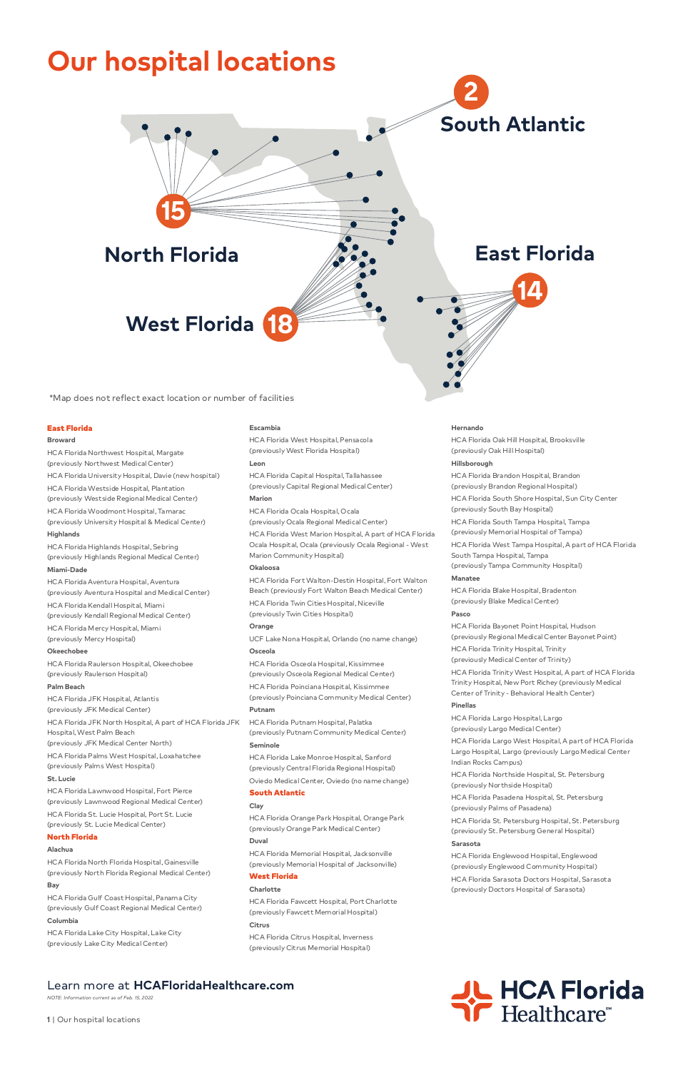# Our hospital locations

2 South Atlantic

15 North Florida

East Florida 14

West Florida 18

*Map does not reflect exact location or number of facilities

## East Florida

**Broward**

HCA Florida Northwest Hospital, Margate
(previously Northwest Medical Center)

HCA Florida University Hospital, Davie (new hospital)

HCA Florida Westside Hospital, Plantation
(previously Westside Regional Medical Center)

HCA Florida Woodmont Hospital, Tamarac
(previously University Hospital & Medical Center)

**Highlands**

HCA Florida Highlands Hospital, Sebring
(previously Highlands Regional Medical Center)

**Miami-Dade**

HCA Florida Aventura Hospital, Aventura
(previously Aventura Hospital and Medical Center)

HCA Florida Kendall Hospital, Miami
(previously Kendall Regional Medical Center)

HCA Florida Mercy Hospital, Miami
(previously Mercy Hospital)

**Okeechobee**

HCA Florida Raulerson Hospital, Okeechobee
(previously Raulerson Hospital)

**Palm Beach**

HCA Florida JFK Hospital, Atlantis
(previously JFK Medical Center)

HCA Florida JFK North Hospital, A part of HCA Florida JFK Hospital, West Palm Beach
(previously JFK Medical Center North)

HCA Florida Palms West Hospital, Loxahatchee
(previously Palms West Hospital)

**St. Lucie**

HCA Florida Lawnwood Hospital, Fort Pierce
(previously Lawnwood Regional Medical Center)

HCA Florida St. Lucie Hospital, Port St. Lucie
(previously St. Lucie Medical Center)

## North Florida

**Alachua**

HCA Florida North Florida Hospital, Gainesville
(previously North Florida Regional Medical Center)

**Bay**

HCA Florida Gulf Coast Hospital, Panama City
(previously Gulf Coast Regional Medical Center)

**Columbia**

HCA Florida Lake City Hospital, Lake City
(previously Lake City Medical Center)

**Escambia**

HCA Florida West Hospital, Pensacola
(previously West Florida Hospital)

**Leon**

HCA Florida Capital Hospital, Tallahassee
(previously Capital Regional Medical Center)

**Marion**

HCA Florida Ocala Hospital, Ocala
(previously Ocala Regional Medical Center)

HCA Florida West Marion Hospital, A part of HCA Florida Ocala Hospital, Ocala (previously Ocala Regional - West Marion Community Hospital)

**Okaloosa**

HCA Florida Fort Walton-Destin Hospital, Fort Walton Beach (previously Fort Walton Beach Medical Center)

HCA Florida Twin Cities Hospital, Niceville
(previously Twin Cities Hospital)

**Orange**

UCF Lake Nona Hospital, Orlando (no name change)

**Osceola**

HCA Florida Osceola Hospital, Kissimmee
(previously Osceola Regional Medical Center)

HCA Florida Poinciana Hospital, Kissimmee
(previously Poinciana Community Medical Center)

**Putnam**

HCA Florida Putnam Hospital, Palatka
(previously Putnam Community Medical Center)

**Seminole**

HCA Florida Lake Monroe Hospital, Sanford
(previously Central Florida Regional Hospital)

Oviedo Medical Center, Oviedo (no name change)

## South Atlantic

**Clay**

HCA Florida Orange Park Hospital, Orange Park
(previously Orange Park Medical Center)

**Duval**

HCA Florida Memorial Hospital, Jacksonville
(previously Memorial Hospital of Jacksonville)

## West Florida

**Charlotte**

HCA Florida Fawcett Hospital, Port Charlotte
(previously Fawcett Memorial Hospital)

**Citrus**

HCA Florida Citrus Hospital, Inverness
(previously Citrus Memorial Hospital)

**Hernando**

HCA Florida Oak Hill Hospital, Brooksville
(previously Oak Hill Hospital)

**Hillsborough**

HCA Florida Brandon Hospital, Brandon
(previously Brandon Regional Hospital)

HCA Florida South Shore Hospital, Sun City Center
(previously South Bay Hospital)

HCA Florida South Tampa Hospital, Tampa
(previously Memorial Hospital of Tampa)

HCA Florida West Tampa Hospital, A part of HCA Florida South Tampa Hospital, Tampa
(previously Tampa Community Hospital)

**Manatee**

HCA Florida Blake Hospital, Bradenton
(previously Blake Medical Center)

**Pasco**

HCA Florida Bayonet Point Hospital, Hudson
(previously Regional Medical Center Bayonet Point)

HCA Florida Trinity Hospital, Trinity
(previously Medical Center of Trinity)

HCA Florida Trinity West Hospital, A part of HCA Florida Trinity Hospital, New Port Richey (previously Medical Center of Trinity - Behavioral Health Center)

**Pinellas**

HCA Florida Largo Hospital, Largo
(previously Largo Medical Center)

HCA Florida Largo West Hospital, A part of HCA Florida Largo Hospital, Largo (previously Largo Medical Center Indian Rocks Campus)

HCA Florida Northside Hospital, St. Petersburg
(previously Northside Hospital)

HCA Florida Pasadena Hospital, St. Petersburg
(previously Palms of Pasadena)

HCA Florida St. Petersburg Hospital, St. Petersburg
(previously St. Petersburg General Hospital)

**Sarasota**

HCA Florida Englewood Hospital, Englewood
(previously Englewood Community Hospital)

HCA Florida Sarasota Doctors Hospital, Sarasota
(previously Doctors Hospital of Sarasota)

Learn more at **HCAFloridaHealthcare.com**

*NOTE: Information current as of Feb. 15, 2022*

HCA Florida Healthcare℠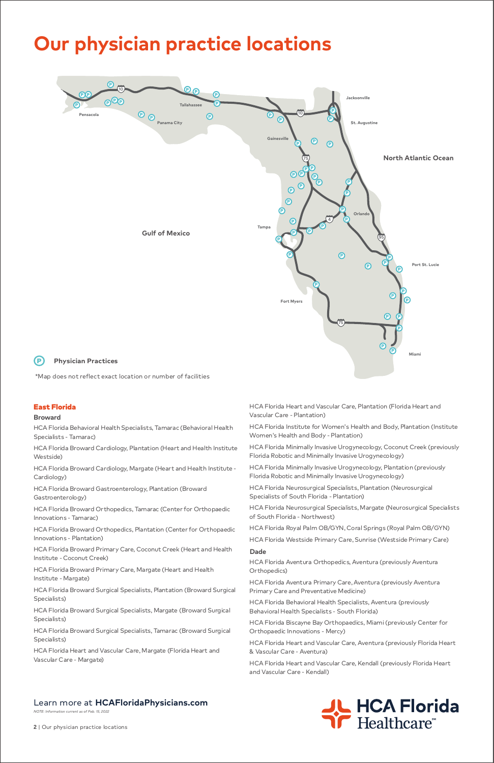# Our physician practice locations

Physician Practices

*Map does not reflect exact location or number of facilities

## East Florida

### Broward

HCA Florida Behavioral Health Specialists, Tamarac (Behavioral Health Specialists - Tamarac)

HCA Florida Broward Cardiology, Plantation (Heart and Health Institute Westside)

HCA Florida Broward Cardiology, Margate (Heart and Health Institute - Cardiology)

HCA Florida Broward Gastroenterology, Plantation (Broward Gastroenterology)

HCA Florida Broward Orthopedics, Tamarac (Center for Orthopaedic Innovations - Tamarac)

HCA Florida Broward Orthopedics, Plantation (Center for Orthopaedic Innovations - Plantation)

HCA Florida Broward Primary Care, Coconut Creek (Heart and Health Institute - Coconut Creek)

HCA Florida Broward Primary Care, Margate (Heart and Health Institute - Margate)

HCA Florida Broward Surgical Specialists, Plantation (Broward Surgical Specialists)

HCA Florida Broward Surgical Specialists, Margate (Broward Surgical Specialists)

HCA Florida Broward Surgical Specialists, Tamarac (Broward Surgical Specialists)

HCA Florida Heart and Vascular Care, Margate (Florida Heart and Vascular Care - Margate)

HCA Florida Heart and Vascular Care, Plantation (Florida Heart and Vascular Care - Plantation)

HCA Florida Institute for Women's Health and Body, Plantation (Institute Women's Health and Body - Plantation)

HCA Florida Minimally Invasive Urogynecology, Coconut Creek (previously Florida Robotic and Minimally Invasive Urogynecology)

HCA Florida Minimally Invasive Urogynecology, Plantation (previously Florida Robotic and Minimally Invasive Urogynecology)

HCA Florida Neurosurgical Specialists, Plantation (Neurosurgical Specialists of South Florida - Plantation)

HCA Florida Neurosurgical Specialists, Margate (Neurosurgical Specialists of South Florida - Northwest)

HCA Florida Royal Palm OB/GYN, Coral Springs (Royal Palm OB/GYN)

HCA Florida Westside Primary Care, Sunrise (Westside Primary Care)

### Dade

HCA Florida Aventura Orthopedics, Aventura (previously Aventura Orthopedics)

HCA Florida Aventura Primary Care, Aventura (previously Aventura Primary Care and Preventative Medicine)

HCA Florida Behavioral Health Specialists, Aventura (previously Behavioral Health Specialists - South Florida)

HCA Florida Biscayne Bay Orthopaedics, Miami (previously Center for Orthopaedic Innovations - Mercy)

HCA Florida Heart and Vascular Care, Aventura (previously Florida Heart & Vascular Care - Aventura)

HCA Florida Heart and Vascular Care, Kendall (previously Florida Heart and Vascular Care - Kendall)

Learn more at **HCAFloridaPhysicians.com**

*NOTE: Information current as of Feb. 15, 2022*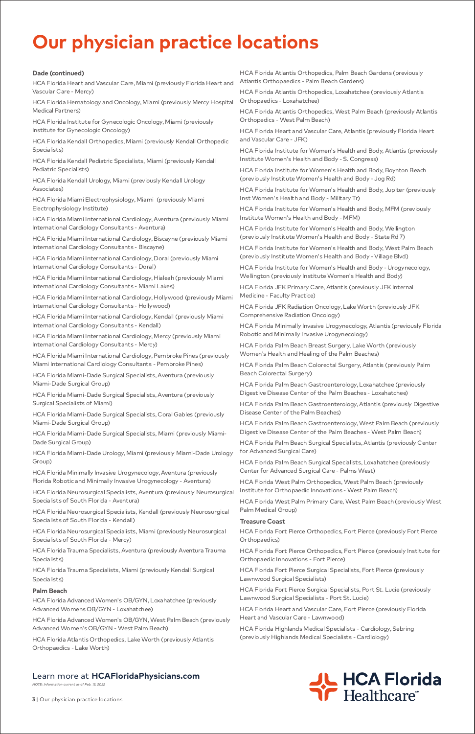# Our physician practice locations

**Dade (continued)**

HCA Florida Heart and Vascular Care, Miami (previously Florida Heart and Vascular Care - Mercy)

HCA Florida Hematology and Oncology, Miami (previously Mercy Hospital Medical Partners)

HCA Florida Institute for Gynecologic Oncology, Miami (previously Institute for Gynecologic Oncology)

HCA Florida Kendall Orthopedics, Miami (previously Kendall Orthopedic Specialists)

HCA Florida Kendall Pediatric Specialists, Miami (previously Kendall Pediatric Specialists)

HCA Florida Kendall Urology, Miami (previously Kendall Urology Associates)

HCA Florida Miami Electrophysiology, Miami (previously Miami Electrophysiology Institute)

HCA Florida Miami International Cardiology, Aventura (previously Miami International Cardiology Consultants - Aventura)

HCA Florida Miami International Cardiology, Biscayne (previously Miami International Cardiology Consultants - Biscayne)

HCA Florida Miami International Cardiology, Doral (previously Miami International Cardiology Consultants - Doral)

HCA Florida Miami International Cardiology, Hialeah (previously Miami International Cardiology Consultants - Miami Lakes)

HCA Florida Miami International Cardiology, Hollywood (previously Miami International Cardiology Consultants - Hollywood)

HCA Florida Miami International Cardiology, Kendall (previously Miami International Cardiology Consultants - Kendall)

HCA Florida Miami International Cardiology, Mercy (previously Miami International Cardiology Consultants - Mercy)

HCA Florida Miami International Cardiology, Pembroke Pines (previously Miami International Cardiology Consultants - Pembroke Pines)

HCA Florida Miami-Dade Surgical Specialists, Aventura (previously Miami-Dade Surgical Group)

HCA Florida Miami-Dade Surgical Specialists, Aventura (previously Surgical Specialists of Miami)

HCA Florida Miami-Dade Surgical Specialists, Coral Gables (previously Miami-Dade Surgical Group)

HCA Florida Miami-Dade Surgical Specialists, Miami (previously Miami-Dade Surgical Group)

HCA Florida Miami-Dade Urology, Miami (previously Miami-Dade Urology Group)

HCA Florida Minimally Invasive Urogynecology, Aventura (previously Florida Robotic and Minimally Invasive Urogynecology - Aventura)

HCA Florida Neurosurgical Specialists, Aventura (previously Neurosurgical Specialists of South Florida - Aventura)

HCA Florida Neurosurgical Specialists, Kendall (previously Neurosurgical Specialists of South Florida - Kendall)

HCA Florida Neurosurgical Specialists, Miami (previously Neurosurgical Specialists of South Florida - Mercy)

HCA Florida Trauma Specialists, Aventura (previously Aventura Trauma Specialists)

HCA Florida Trauma Specialists, Miami (previously Kendall Surgical Specialists)

**Palm Beach**

HCA Florida Advanced Women's OB/GYN, Loxahatchee (previously Advanced Womens OB/GYN - Loxahatchee)

HCA Florida Advanced Women's OB/GYN, West Palm Beach (previously Advanced Women's OB/GYN - West Palm Beach)

HCA Florida Atlantis Orthopedics, Lake Worth (previously Atlantis Orthopaedics - Lake Worth)

HCA Florida Atlantis Orthopedics, Palm Beach Gardens (previously Atlantis Orthopaedics - Palm Beach Gardens)

HCA Florida Atlantis Orthopedics, Loxahatchee (previously Atlantis Orthopaedics - Loxahatchee)

HCA Florida Atlantis Orthopedics, West Palm Beach (previously Atlantis Orthopedics - West Palm Beach)

HCA Florida Heart and Vascular Care, Atlantis (previously Florida Heart and Vascular Care - JFK)

HCA Florida Institute for Women's Health and Body, Atlantis (previously Institute Women's Health and Body - S. Congress)

HCA Florida Institute for Women's Health and Body, Boynton Beach (previously Institute Women's Health and Body - Jog Rd)

HCA Florida Institute for Women's Health and Body, Jupiter (previously Inst Women's Health and Body - Military Tr)

HCA Florida Institute for Women's Health and Body, MFM (previously Institute Women's Health and Body - MFM)

HCA Florida Institute for Women's Health and Body, Wellington (previously Institute Women's Health and Body - State Rd 7)

HCA Florida Institute for Women's Health and Body, West Palm Beach (previously Institute Women's Health and Body - Village Blvd)

HCA Florida Institute for Women's Health and Body - Urogynecology, Wellington (previously Institute Women's Health and Body)

HCA Florida JFK Primary Care, Atlantis (previously JFK Internal Medicine - Faculty Practice)

HCA Florida JFK Radiation Oncology, Lake Worth (previously JFK Comprehensive Radiation Oncology)

HCA Florida Minimally Invasive Urogynecology, Atlantis (previously Florida Robotic and Minimally Invasive Urogynecology)

HCA Florida Palm Beach Breast Surgery, Lake Worth (previously Women's Health and Healing of the Palm Beaches)

HCA Florida Palm Beach Colorectal Surgery, Atlantis (previously Palm Beach Colorectal Surgery)

HCA Florida Palm Beach Gastroenterology, Loxahatchee (previously Digestive Disease Center of the Palm Beaches - Loxahatchee)

HCA Florida Palm Beach Gastroenterology, Atlantis (previously Digestive Disease Center of the Palm Beaches)

HCA Florida Palm Beach Gastroenterology, West Palm Beach (previously Digestive Disease Center of the Palm Beaches - West Palm Beach)

HCA Florida Palm Beach Surgical Specialists, Atlantis (previously Center for Advanced Surgical Care)

HCA Florida Palm Beach Surgical Specialists, Loxahatchee (previously Center for Advanced Surgical Care - Palms West)

HCA Florida West Palm Orthopedics, West Palm Beach (previously Institute for Orthopaedic Innovations - West Palm Beach)

HCA Florida West Palm Primary Care, West Palm Beach (previously West Palm Medical Group)

**Treasure Coast**

HCA Florida Fort Pierce Orthopedics, Fort Pierce (previously Fort Pierce Orthopaedics)

HCA Florida Fort Pierce Orthopedics, Fort Pierce (previously Institute for Orthopaedic Innovations - Fort Pierce)

HCA Florida Fort Pierce Surgical Specialists, Fort Pierce (previously Lawnwood Surgical Specialists)

HCA Florida Fort Pierce Surgical Specialists, Port St. Lucie (previously Lawnwood Surgical Specialists - Port St. Lucie)

HCA Florida Heart and Vascular Care, Fort Pierce (previously Florida Heart and Vascular Care - Lawnwood)

HCA Florida Highlands Medical Specialists - Cardiology, Sebring (previously Highlands Medical Specialists - Cardiology)

Learn more at **HCAFloridaPhysicians.com**

*NOTE: Information current as of Feb. 15, 2022*

HCA Florida Healthcare℠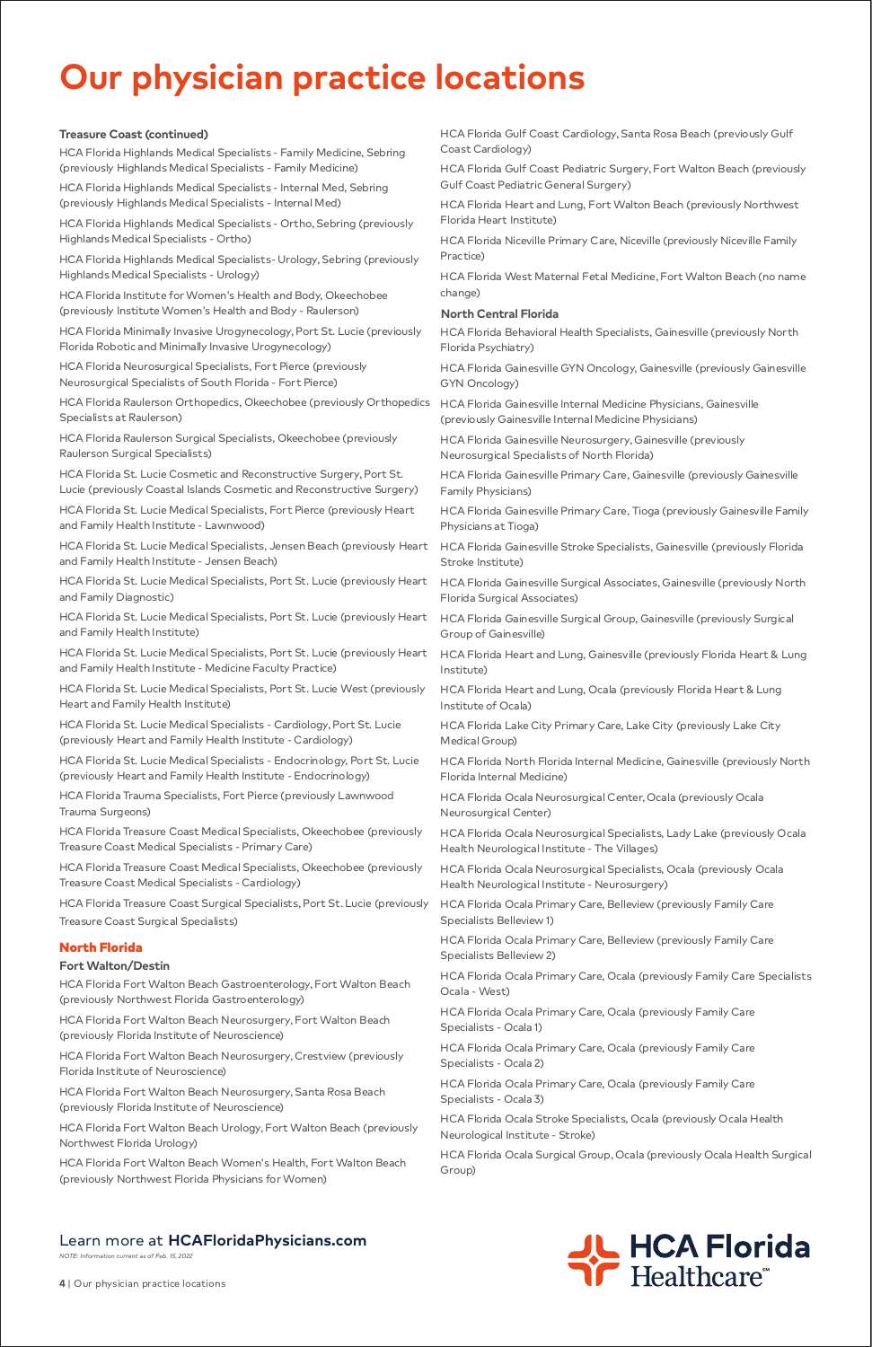# Our physician practice locations

### Treasure Coast (continued)

HCA Florida Highlands Medical Specialists - Family Medicine, Sebring (previously Highlands Medical Specialists - Family Medicine)

HCA Florida Highlands Medical Specialists - Internal Med, Sebring (previously Highlands Medical Specialists - Internal Med)

HCA Florida Highlands Medical Specialists - Ortho, Sebring (previously Highlands Medical Specialists - Ortho)

HCA Florida Highlands Medical Specialists- Urology, Sebring (previously Highlands Medical Specialists - Urology)

HCA Florida Institute for Women's Health and Body, Okeechobee (previously Institute Women's Health and Body - Raulerson)

HCA Florida Minimally Invasive Urogynecology, Port St. Lucie (previously Florida Robotic and Minimally Invasive Urogynecology)

HCA Florida Neurosurgical Specialists, Fort Pierce (previously Neurosurgical Specialists of South Florida - Fort Pierce)

HCA Florida Raulerson Orthopedics, Okeechobee (previously Orthopedics Specialists at Raulerson)

HCA Florida Raulerson Surgical Specialists, Okeechobee (previously Raulerson Surgical Specialists)

HCA Florida St. Lucie Cosmetic and Reconstructive Surgery, Port St. Lucie (previously Coastal Islands Cosmetic and Reconstructive Surgery)

HCA Florida St. Lucie Medical Specialists, Fort Pierce (previously Heart and Family Health Institute - Lawnwood)

HCA Florida St. Lucie Medical Specialists, Jensen Beach (previously Heart and Family Health Institute - Jensen Beach)

HCA Florida St. Lucie Medical Specialists, Port St. Lucie (previously Heart and Family Diagnostic)

HCA Florida St. Lucie Medical Specialists, Port St. Lucie (previously Heart and Family Health Institute)

HCA Florida St. Lucie Medical Specialists, Port St. Lucie (previously Heart and Family Health Institute - Medicine Faculty Practice)

HCA Florida St. Lucie Medical Specialists, Port St. Lucie West (previously Heart and Family Health Institute)

HCA Florida St. Lucie Medical Specialists - Cardiology, Port St. Lucie (previously Heart and Family Health Institute - Cardiology)

HCA Florida St. Lucie Medical Specialists - Endocrinology, Port St. Lucie (previously Heart and Family Health Institute - Endocrinology)

HCA Florida Trauma Specialists, Fort Pierce (previously Lawnwood Trauma Surgeons)

HCA Florida Treasure Coast Medical Specialists, Okeechobee (previously Treasure Coast Medical Specialists - Primary Care)

HCA Florida Treasure Coast Medical Specialists, Okeechobee (previously Treasure Coast Medical Specialists - Cardiology)

HCA Florida Treasure Coast Surgical Specialists, Port St. Lucie (previously Treasure Coast Surgical Specialists)

## North Florida

### Fort Walton/Destin

HCA Florida Fort Walton Beach Gastroenterology, Fort Walton Beach (previously Northwest Florida Gastroenterology)

HCA Florida Fort Walton Beach Neurosurgery, Fort Walton Beach (previously Florida Institute of Neuroscience)

HCA Florida Fort Walton Beach Neurosurgery, Crestview (previously Florida Institute of Neuroscience)

HCA Florida Fort Walton Beach Neurosurgery, Santa Rosa Beach (previously Florida Institute of Neuroscience)

HCA Florida Fort Walton Beach Urology, Fort Walton Beach (previously Northwest Florida Urology)

HCA Florida Fort Walton Beach Women's Health, Fort Walton Beach (previously Northwest Florida Physicians for Women)

HCA Florida Gulf Coast Cardiology, Santa Rosa Beach (previously Gulf Coast Cardiology)

HCA Florida Gulf Coast Pediatric Surgery, Fort Walton Beach (previously Gulf Coast Pediatric General Surgery)

HCA Florida Heart and Lung, Fort Walton Beach (previously Northwest Florida Heart Institute)

HCA Florida Niceville Primary Care, Niceville (previously Niceville Family Practice)

HCA Florida West Maternal Fetal Medicine, Fort Walton Beach (no name change)

### North Central Florida

HCA Florida Behavioral Health Specialists, Gainesville (previously North Florida Psychiatry)

HCA Florida Gainesville GYN Oncology, Gainesville (previously Gainesville GYN Oncology)

HCA Florida Gainesville Internal Medicine Physicians, Gainesville (previously Gainesville Internal Medicine Physicians)

HCA Florida Gainesville Neurosurgery, Gainesville (previously Neurosurgical Specialists of North Florida)

HCA Florida Gainesville Primary Care, Gainesville (previously Gainesville Family Physicians)

HCA Florida Gainesville Primary Care, Tioga (previously Gainesville Family Physicians at Tioga)

HCA Florida Gainesville Stroke Specialists, Gainesville (previously Florida Stroke Institute)

HCA Florida Gainesville Surgical Associates, Gainesville (previously North Florida Surgical Associates)

HCA Florida Gainesville Surgical Group, Gainesville (previously Surgical Group of Gainesville)

HCA Florida Heart and Lung, Gainesville (previously Florida Heart & Lung Institute)

HCA Florida Heart and Lung, Ocala (previously Florida Heart & Lung Institute of Ocala)

HCA Florida Lake City Primary Care, Lake City (previously Lake City Medical Group)

HCA Florida North Florida Internal Medicine, Gainesville (previously North Florida Internal Medicine)

HCA Florida Ocala Neurosurgical Center, Ocala (previously Ocala Neurosurgical Center)

HCA Florida Ocala Neurosurgical Specialists, Lady Lake (previously Ocala Health Neurological Institute - The Villages)

HCA Florida Ocala Neurosurgical Specialists, Ocala (previously Ocala Health Neurological Institute - Neurosurgery)

HCA Florida Ocala Primary Care, Belleview (previously Family Care Specialists Belleview 1)

HCA Florida Ocala Primary Care, Belleview (previously Family Care Specialists Belleview 2)

HCA Florida Ocala Primary Care, Ocala (previously Family Care Specialists Ocala - West)

HCA Florida Ocala Primary Care, Ocala (previously Family Care Specialists - Ocala 1)

HCA Florida Ocala Primary Care, Ocala (previously Family Care Specialists - Ocala 2)

HCA Florida Ocala Primary Care, Ocala (previously Family Care Specialists - Ocala 3)

HCA Florida Ocala Stroke Specialists, Ocala (previously Ocala Health Neurological Institute - Stroke)

HCA Florida Ocala Surgical Group, Ocala (previously Ocala Health Surgical Group)

Learn more at **HCAFloridaPhysicians.com**

*NOTE: Information current as of Feb. 15, 2022*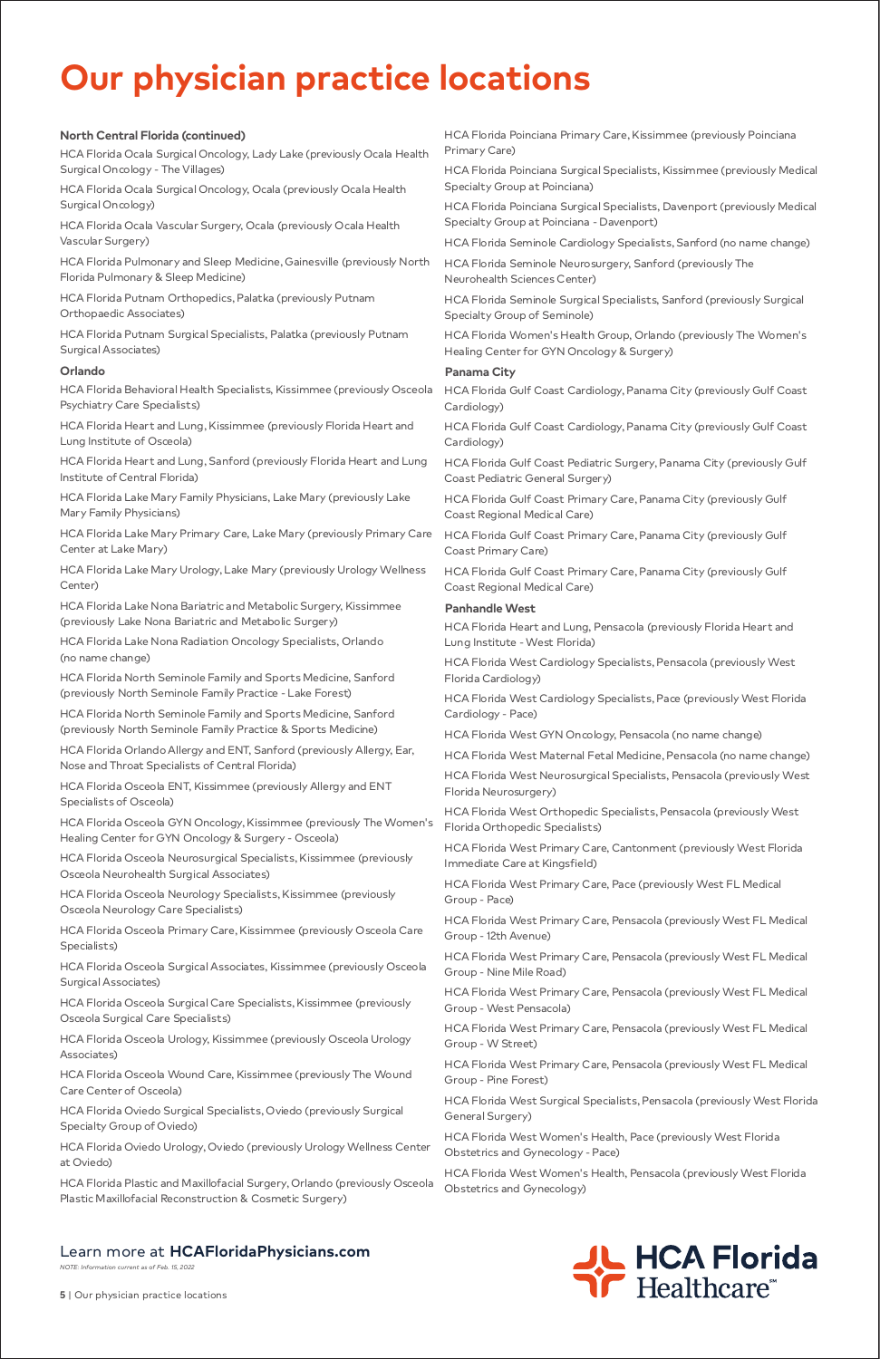# Our physician practice locations

### North Central Florida (continued)

HCA Florida Ocala Surgical Oncology, Lady Lake (previously Ocala Health Surgical Oncology - The Villages)

HCA Florida Ocala Surgical Oncology, Ocala (previously Ocala Health Surgical Oncology)

HCA Florida Ocala Vascular Surgery, Ocala (previously Ocala Health Vascular Surgery)

HCA Florida Pulmonary and Sleep Medicine, Gainesville (previously North Florida Pulmonary & Sleep Medicine)

HCA Florida Putnam Orthopedics, Palatka (previously Putnam Orthopaedic Associates)

HCA Florida Putnam Surgical Specialists, Palatka (previously Putnam Surgical Associates)

### Orlando

HCA Florida Behavioral Health Specialists, Kissimmee (previously Osceola Psychiatry Care Specialists)

HCA Florida Heart and Lung, Kissimmee (previously Florida Heart and Lung Institute of Osceola)

HCA Florida Heart and Lung, Sanford (previously Florida Heart and Lung Institute of Central Florida)

HCA Florida Lake Mary Family Physicians, Lake Mary (previously Lake Mary Family Physicians)

HCA Florida Lake Mary Primary Care, Lake Mary (previously Primary Care Center at Lake Mary)

HCA Florida Lake Mary Urology, Lake Mary (previously Urology Wellness Center)

HCA Florida Lake Nona Bariatric and Metabolic Surgery, Kissimmee (previously Lake Nona Bariatric and Metabolic Surgery)

HCA Florida Lake Nona Radiation Oncology Specialists, Orlando (no name change)

HCA Florida North Seminole Family and Sports Medicine, Sanford (previously North Seminole Family Practice - Lake Forest)

HCA Florida North Seminole Family and Sports Medicine, Sanford (previously North Seminole Family Practice & Sports Medicine)

HCA Florida Orlando Allergy and ENT, Sanford (previously Allergy, Ear, Nose and Throat Specialists of Central Florida)

HCA Florida Osceola ENT, Kissimmee (previously Allergy and ENT Specialists of Osceola)

HCA Florida Osceola GYN Oncology, Kissimmee (previously The Women's Healing Center for GYN Oncology & Surgery - Osceola)

HCA Florida Osceola Neurosurgical Specialists, Kissimmee (previously Osceola Neurohealth Surgical Associates)

HCA Florida Osceola Neurology Specialists, Kissimmee (previously Osceola Neurology Care Specialists)

HCA Florida Osceola Primary Care, Kissimmee (previously Osceola Care Specialists)

HCA Florida Osceola Surgical Associates, Kissimmee (previously Osceola Surgical Associates)

HCA Florida Osceola Surgical Care Specialists, Kissimmee (previously Osceola Surgical Care Specialists)

HCA Florida Osceola Urology, Kissimmee (previously Osceola Urology Associates)

HCA Florida Osceola Wound Care, Kissimmee (previously The Wound Care Center of Osceola)

HCA Florida Oviedo Surgical Specialists, Oviedo (previously Surgical Specialty Group of Oviedo)

HCA Florida Oviedo Urology, Oviedo (previously Urology Wellness Center at Oviedo)

HCA Florida Plastic and Maxillofacial Surgery, Orlando (previously Osceola Plastic Maxillofacial Reconstruction & Cosmetic Surgery)

HCA Florida Poinciana Primary Care, Kissimmee (previously Poinciana Primary Care)

HCA Florida Poinciana Surgical Specialists, Kissimmee (previously Medical Specialty Group at Poinciana)

HCA Florida Poinciana Surgical Specialists, Davenport (previously Medical Specialty Group at Poinciana - Davenport)

HCA Florida Seminole Cardiology Specialists, Sanford (no name change)

HCA Florida Seminole Neurosurgery, Sanford (previously The Neurohealth Sciences Center)

HCA Florida Seminole Surgical Specialists, Sanford (previously Surgical Specialty Group of Seminole)

HCA Florida Women's Health Group, Orlando (previously The Women's Healing Center for GYN Oncology & Surgery)

### Panama City

HCA Florida Gulf Coast Cardiology, Panama City (previously Gulf Coast Cardiology)

HCA Florida Gulf Coast Cardiology, Panama City (previously Gulf Coast Cardiology)

HCA Florida Gulf Coast Pediatric Surgery, Panama City (previously Gulf Coast Pediatric General Surgery)

HCA Florida Gulf Coast Primary Care, Panama City (previously Gulf Coast Regional Medical Care)

HCA Florida Gulf Coast Primary Care, Panama City (previously Gulf Coast Primary Care)

HCA Florida Gulf Coast Primary Care, Panama City (previously Gulf Coast Regional Medical Care)

### Panhandle West

HCA Florida Heart and Lung, Pensacola (previously Florida Heart and Lung Institute - West Florida)

HCA Florida West Cardiology Specialists, Pensacola (previously West Florida Cardiology)

HCA Florida West Cardiology Specialists, Pace (previously West Florida Cardiology - Pace)

HCA Florida West GYN Oncology, Pensacola (no name change)

HCA Florida West Maternal Fetal Medicine, Pensacola (no name change)

HCA Florida West Neurosurgical Specialists, Pensacola (previously West Florida Neurosurgery)

HCA Florida West Orthopedic Specialists, Pensacola (previously West Florida Orthopedic Specialists)

HCA Florida West Primary Care, Cantonment (previously West Florida Immediate Care at Kingsfield)

HCA Florida West Primary Care, Pace (previously West FL Medical Group - Pace)

HCA Florida West Primary Care, Pensacola (previously West FL Medical Group - 12th Avenue)

HCA Florida West Primary Care, Pensacola (previously West FL Medical Group - Nine Mile Road)

HCA Florida West Primary Care, Pensacola (previously West FL Medical Group - West Pensacola)

HCA Florida West Primary Care, Pensacola (previously West FL Medical Group - W Street)

HCA Florida West Primary Care, Pensacola (previously West FL Medical Group - Pine Forest)

HCA Florida West Surgical Specialists, Pensacola (previously West Florida General Surgery)

HCA Florida West Women's Health, Pace (previously West Florida Obstetrics and Gynecology - Pace)

HCA Florida West Women's Health, Pensacola (previously West Florida Obstetrics and Gynecology)

Learn more at **HCAFloridaPhysicians.com**

*NOTE: Information current as of Feb. 15, 2022*

HCA Florida Healthcare℠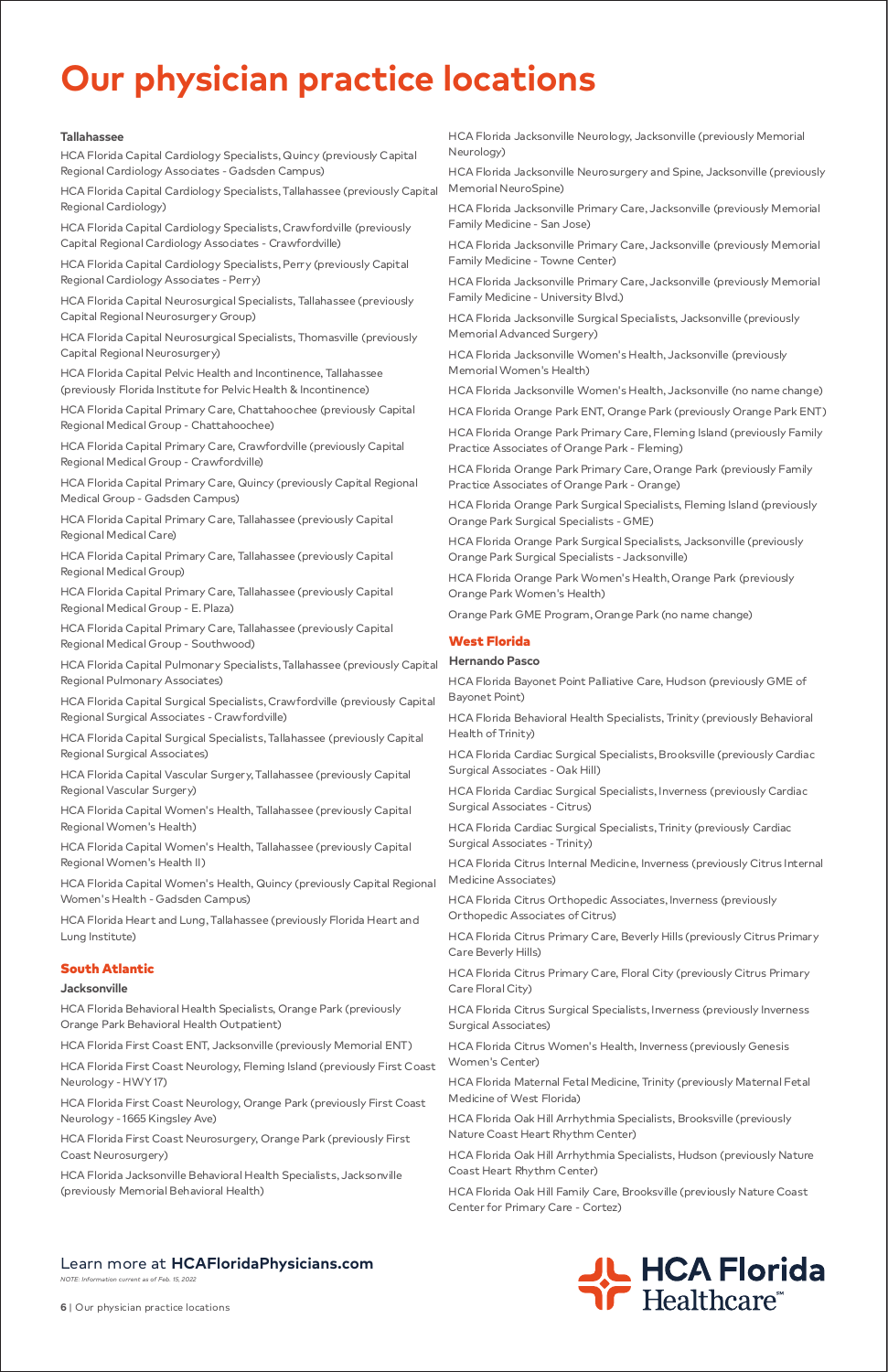# Our physician practice locations

**Tallahassee**

HCA Florida Capital Cardiology Specialists, Quincy (previously Capital Regional Cardiology Associates - Gadsden Campus)

HCA Florida Capital Cardiology Specialists, Tallahassee (previously Capital Regional Cardiology)

HCA Florida Capital Cardiology Specialists, Crawfordville (previously Capital Regional Cardiology Associates - Crawfordville)

HCA Florida Capital Cardiology Specialists, Perry (previously Capital Regional Cardiology Associates - Perry)

HCA Florida Capital Neurosurgical Specialists, Tallahassee (previously Capital Regional Neurosurgery Group)

HCA Florida Capital Neurosurgical Specialists, Thomasville (previously Capital Regional Neurosurgery)

HCA Florida Capital Pelvic Health and Incontinence, Tallahassee (previously Florida Institute for Pelvic Health & Incontinence)

HCA Florida Capital Primary Care, Chattahoochee (previously Capital Regional Medical Group - Chattahoochee)

HCA Florida Capital Primary Care, Crawfordville (previously Capital Regional Medical Group - Crawfordville)

HCA Florida Capital Primary Care, Quincy (previously Capital Regional Medical Group - Gadsden Campus)

HCA Florida Capital Primary Care, Tallahassee (previously Capital Regional Medical Care)

HCA Florida Capital Primary Care, Tallahassee (previously Capital Regional Medical Group)

HCA Florida Capital Primary Care, Tallahassee (previously Capital Regional Medical Group - E. Plaza)

HCA Florida Capital Primary Care, Tallahassee (previously Capital Regional Medical Group - Southwood)

HCA Florida Capital Pulmonary Specialists, Tallahassee (previously Capital Regional Pulmonary Associates)

HCA Florida Capital Surgical Specialists, Crawfordville (previously Capital Regional Surgical Associates - Crawfordville)

HCA Florida Capital Surgical Specialists, Tallahassee (previously Capital Regional Surgical Associates)

HCA Florida Capital Vascular Surgery, Tallahassee (previously Capital Regional Vascular Surgery)

HCA Florida Capital Women's Health, Tallahassee (previously Capital Regional Women's Health)

HCA Florida Capital Women's Health, Tallahassee (previously Capital Regional Women's Health II)

HCA Florida Capital Women's Health, Quincy (previously Capital Regional Women's Health - Gadsden Campus)

HCA Florida Heart and Lung, Tallahassee (previously Florida Heart and Lung Institute)

## South Atlantic

**Jacksonville**

HCA Florida Behavioral Health Specialists, Orange Park (previously Orange Park Behavioral Health Outpatient)

HCA Florida First Coast ENT, Jacksonville (previously Memorial ENT)

HCA Florida First Coast Neurology, Fleming Island (previously First Coast Neurology - HWY 17)

HCA Florida First Coast Neurology, Orange Park (previously First Coast Neurology - 1665 Kingsley Ave)

HCA Florida First Coast Neurosurgery, Orange Park (previously First Coast Neurosurgery)

HCA Florida Jacksonville Behavioral Health Specialists, Jacksonville (previously Memorial Behavioral Health)

HCA Florida Jacksonville Neurology, Jacksonville (previously Memorial Neurology)

HCA Florida Jacksonville Neurosurgery and Spine, Jacksonville (previously Memorial NeuroSpine)

HCA Florida Jacksonville Primary Care, Jacksonville (previously Memorial Family Medicine - San Jose)

HCA Florida Jacksonville Primary Care, Jacksonville (previously Memorial Family Medicine - Towne Center)

HCA Florida Jacksonville Primary Care, Jacksonville (previously Memorial Family Medicine - University Blvd.)

HCA Florida Jacksonville Surgical Specialists, Jacksonville (previously Memorial Advanced Surgery)

HCA Florida Jacksonville Women's Health, Jacksonville (previously Memorial Women's Health)

HCA Florida Jacksonville Women's Health, Jacksonville (no name change)

HCA Florida Orange Park ENT, Orange Park (previously Orange Park ENT)

HCA Florida Orange Park Primary Care, Fleming Island (previously Family Practice Associates of Orange Park - Fleming)

HCA Florida Orange Park Primary Care, Orange Park (previously Family Practice Associates of Orange Park - Orange)

HCA Florida Orange Park Surgical Specialists, Fleming Island (previously Orange Park Surgical Specialists - GME)

HCA Florida Orange Park Surgical Specialists, Jacksonville (previously Orange Park Surgical Specialists - Jacksonville)

HCA Florida Orange Park Women's Health, Orange Park (previously Orange Park Women's Health)

Orange Park GME Program, Orange Park (no name change)

## West Florida

**Hernando Pasco**

HCA Florida Bayonet Point Palliative Care, Hudson (previously GME of Bayonet Point)

HCA Florida Behavioral Health Specialists, Trinity (previously Behavioral Health of Trinity)

HCA Florida Cardiac Surgical Specialists, Brooksville (previously Cardiac Surgical Associates - Oak Hill)

HCA Florida Cardiac Surgical Specialists, Inverness (previously Cardiac Surgical Associates - Citrus)

HCA Florida Cardiac Surgical Specialists, Trinity (previously Cardiac Surgical Associates - Trinity)

HCA Florida Citrus Internal Medicine, Inverness (previously Citrus Internal Medicine Associates)

HCA Florida Citrus Orthopedic Associates, Inverness (previously Orthopedic Associates of Citrus)

HCA Florida Citrus Primary Care, Beverly Hills (previously Citrus Primary Care Beverly Hills)

HCA Florida Citrus Primary Care, Floral City (previously Citrus Primary Care Floral City)

HCA Florida Citrus Surgical Specialists, Inverness (previously Inverness Surgical Associates)

HCA Florida Citrus Women's Health, Inverness (previously Genesis Women's Center)

HCA Florida Maternal Fetal Medicine, Trinity (previously Maternal Fetal Medicine of West Florida)

HCA Florida Oak Hill Arrhythmia Specialists, Brooksville (previously Nature Coast Heart Rhythm Center)

HCA Florida Oak Hill Arrhythmia Specialists, Hudson (previously Nature Coast Heart Rhythm Center)

HCA Florida Oak Hill Family Care, Brooksville (previously Nature Coast Center for Primary Care - Cortez)

Learn more at **HCAFloridaPhysicians.com**

*NOTE: Information current as of Feb. 15, 2022*

HCA Florida Healthcare℠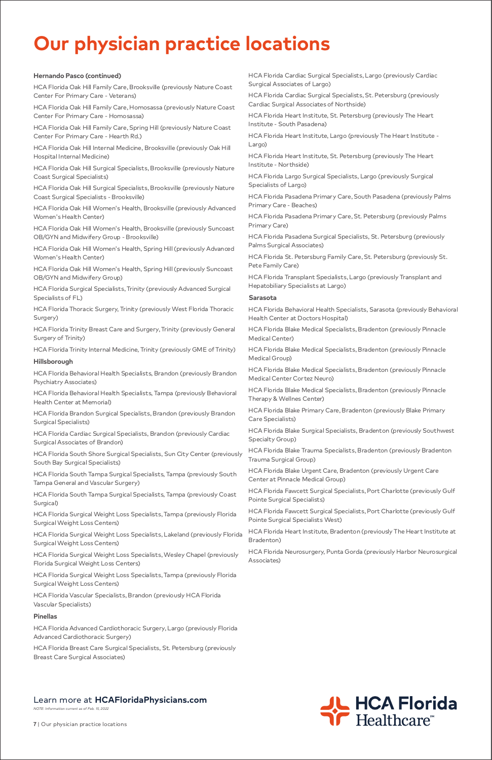# Our physician practice locations

**Hernando Pasco (continued)**

HCA Florida Oak Hill Family Care, Brooksville (previously Nature Coast Center For Primary Care - Veterans)

HCA Florida Oak Hill Family Care, Homosassa (previously Nature Coast Center For Primary Care - Homosassa)

HCA Florida Oak Hill Family Care, Spring Hill (previously Nature Coast Center For Primary Care - Hearth Rd.)

HCA Florida Oak Hill Internal Medicine, Brooksville (previously Oak Hill Hospital Internal Medicine)

HCA Florida Oak Hill Surgical Specialists, Brooksville (previously Nature Coast Surgical Specialists)

HCA Florida Oak Hill Surgical Specialists, Brooksville (previously Nature Coast Surgical Specialists - Brooksville)

HCA Florida Oak Hill Women's Health, Brooksville (previously Advanced Women's Health Center)

HCA Florida Oak Hill Women's Health, Brooksville (previously Suncoast OB/GYN and Midwifery Group - Brooksville)

HCA Florida Oak Hill Women's Health, Spring Hill (previously Advanced Women's Health Center)

HCA Florida Oak Hill Women's Health, Spring Hill (previously Suncoast OB/GYN and Midwifery Group)

HCA Florida Surgical Specialists, Trinity (previously Advanced Surgical Specialists of FL)

HCA Florida Thoracic Surgery, Trinity (previously West Florida Thoracic Surgery)

HCA Florida Trinity Breast Care and Surgery, Trinity (previously General Surgery of Trinity)

HCA Florida Trinity Internal Medicine, Trinity (previously GME of Trinity)

**Hillsborough**

HCA Florida Behavioral Health Specialists, Brandon (previously Brandon Psychiatry Associates)

HCA Florida Behavioral Health Specialists, Tampa (previously Behavioral Health Center at Memorial)

HCA Florida Brandon Surgical Specialists, Brandon (previously Brandon Surgical Specialists)

HCA Florida Cardiac Surgical Specialists, Brandon (previously Cardiac Surgical Associates of Brandon)

HCA Florida South Shore Surgical Specialists, Sun City Center (previously South Bay Surgical Specialists)

HCA Florida South Tampa Surgical Specialists, Tampa (previously South Tampa General and Vascular Surgery)

HCA Florida South Tampa Surgical Specialists, Tampa (previously Coast Surgical)

HCA Florida Surgical Weight Loss Specialists, Tampa (previously Florida Surgical Weight Loss Centers)

HCA Florida Surgical Weight Loss Specialists, Lakeland (previously Florida Surgical Weight Loss Centers)

HCA Florida Surgical Weight Loss Specialists, Wesley Chapel (previously Florida Surgical Weight Loss Centers)

HCA Florida Surgical Weight Loss Specialists, Tampa (previously Florida Surgical Weight Loss Centers)

HCA Florida Vascular Specialists, Brandon (previously HCA Florida Vascular Specialists)

**Pinellas**

HCA Florida Advanced Cardiothoracic Surgery, Largo (previously Florida Advanced Cardiothoracic Surgery)

HCA Florida Breast Care Surgical Specialists, St. Petersburg (previously Breast Care Surgical Associates)

HCA Florida Cardiac Surgical Specialists, Largo (previously Cardiac Surgical Associates of Largo)

HCA Florida Cardiac Surgical Specialists, St. Petersburg (previously Cardiac Surgical Associates of Northside)

HCA Florida Heart Institute, St. Petersburg (previously The Heart Institute - South Pasadena)

HCA Florida Heart Institute, Largo (previously The Heart Institute - Largo)

HCA Florida Heart Institute, St. Petersburg (previously The Heart Institute - Northside)

HCA Florida Largo Surgical Specialists, Largo (previously Surgical Specialists of Largo)

HCA Florida Pasadena Primary Care, South Pasadena (previously Palms Primary Care - Beaches)

HCA Florida Pasadena Primary Care, St. Petersburg (previously Palms Primary Care)

HCA Florida Pasadena Surgical Specialists, St. Petersburg (previously Palms Surgical Associates)

HCA Florida St. Petersburg Family Care, St. Petersburg (previously St. Pete Family Care)

HCA Florida Transplant Specialists, Largo (previously Transplant and Hepatobiliary Specialists at Largo)

**Sarasota**

HCA Florida Behavioral Health Specialists, Sarasota (previously Behavioral Health Center at Doctors Hospital)

HCA Florida Blake Medical Specialists, Bradenton (previously Pinnacle Medical Center)

HCA Florida Blake Medical Specialists, Bradenton (previously Pinnacle Medical Group)

HCA Florida Blake Medical Specialists, Bradenton (previously Pinnacle Medical Center Cortez Neuro)

HCA Florida Blake Medical Specialists, Bradenton (previously Pinnacle Therapy & Wellnes Center)

HCA Florida Blake Primary Care, Bradenton (previously Blake Primary Care Specialists)

HCA Florida Blake Surgical Specialists, Bradenton (previously Southwest Specialty Group)

HCA Florida Blake Trauma Specialists, Bradenton (previously Bradenton Trauma Surgical Group)

HCA Florida Blake Urgent Care, Bradenton (previously Urgent Care Center at Pinnacle Medical Group)

HCA Florida Fawcett Surgical Specialists, Port Charlotte (previously Gulf Pointe Surgical Specialists)

HCA Florida Fawcett Surgical Specialists, Port Charlotte (previously Gulf Pointe Surgical Specialists West)

HCA Florida Heart Institute, Bradenton (previously The Heart Institute at Bradenton)

HCA Florida Neurosurgery, Punta Gorda (previously Harbor Neurosurgical Associates)

Learn more at **HCAFloridaPhysicians.com**

*NOTE: Information current as of Feb. 15, 2022*

HCA Florida Healthcare℠